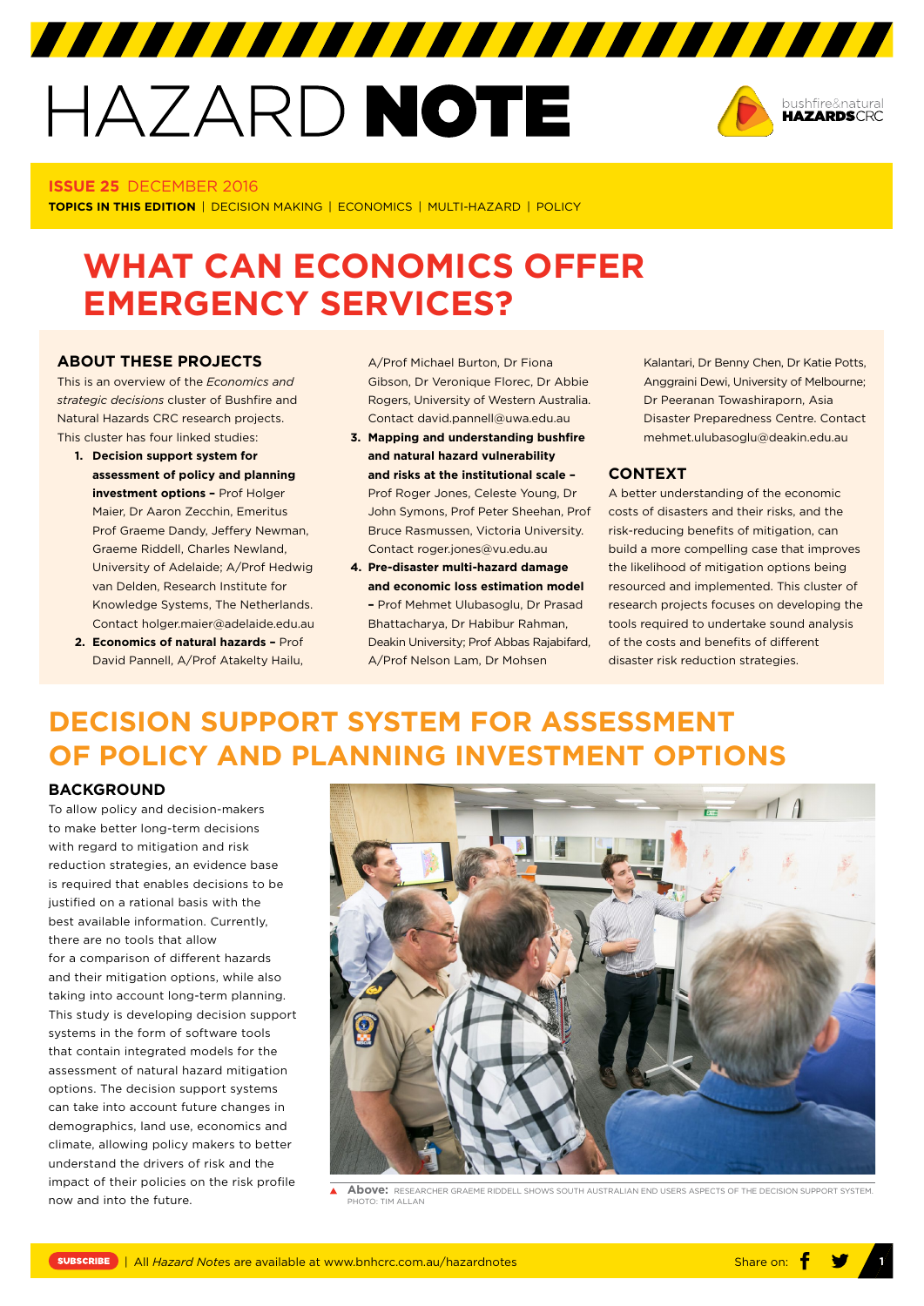# HAZARD NOTE

**ISSUE 25** DECEMBER 2016

**TOPICS IN THIS EDITION** | DECISION MAKING | ECONOMICS | MULTI-HAZARD | POLICY

# WHAT CAN ECONOMICS OFFER EMERGENCY SERVICES?

## ABOUT THESE PROJECTS

This is an overview of the *Economics and strategic decisions* cluster of Bushfire and Natural Hazards CRC research projects. This cluster has four linked studies:

1. **Decision support system for assessment of policy and planning investment options –** Prof Holger Maier, Dr Aaron Zecchin, Emeritus Prof Graeme Dandy, Jeffery Newman, Graeme Riddell, Charles Newland, University of Adelaide; A/Prof Hedwig van Delden, Research Institute for Knowledge Systems, The Netherlands. Contact holger.maier@adelaide.edu.au
2. **Economics of natural hazards –** Prof David Pannell, A/Prof Atakelty Hailu, A/Prof Michael Burton, Dr Fiona Gibson, Dr Veronique Florec, Dr Abbie Rogers, University of Western Australia. Contact david.pannell@uwa.edu.au
3. **Mapping and understanding bushfire and natural hazard vulnerability and risks at the institutional scale –** Prof Roger Jones, Celeste Young, Dr John Symons, Prof Peter Sheehan, Prof Bruce Rasmussen, Victoria University. Contact roger.jones@vu.edu.au
4. **Pre-disaster multi-hazard damage and economic loss estimation model –** Prof Mehmet Ulubasoglu, Dr Prasad Bhattacharya, Dr Habibur Rahman, Deakin University; Prof Abbas Rajabifard, A/Prof Nelson Lam, Dr Mohsen Kalantari, Dr Benny Chen, Dr Katie Potts, Anggraini Dewi, University of Melbourne; Dr Peeranan Towashiraporn, Asia Disaster Preparedness Centre. Contact mehmet.ulubasoglu@deakin.edu.au

## CONTEXT

A better understanding of the economic costs of disasters and their risks, and the risk-reducing benefits of mitigation, can build a more compelling case that improves the likelihood of mitigation options being resourced and implemented. This cluster of research projects focuses on developing the tools required to undertake sound analysis of the costs and benefits of different disaster risk reduction strategies.

# DECISION SUPPORT SYSTEM FOR ASSESSMENT OF POLICY AND PLANNING INVESTMENT OPTIONS

## BACKGROUND

To allow policy and decision-makers to make better long-term decisions with regard to mitigation and risk reduction strategies, an evidence base is required that enables decisions to be justified on a rational basis with the best available information. Currently, there are no tools that allow for a comparison of different hazards and their mitigation options, while also taking into account long-term planning. This study is developing decision support systems in the form of software tools that contain integrated models for the assessment of natural hazard mitigation options. The decision support systems can take into account future changes in demographics, land use, economics and climate, allowing policy makers to better understand the drivers of risk and the impact of their policies on the risk profile now and into the future.

**Above:** RESEARCHER GRAEME RIDDELL SHOWS SOUTH AUSTRALIAN END USERS ASPECTS OF THE DECISION SUPPORT SYSTEM. PHOTO: TIM ALLAN

SUBSCRIBE | All *Hazard Notes* are available at www.bnhcrc.com.au/hazardnotes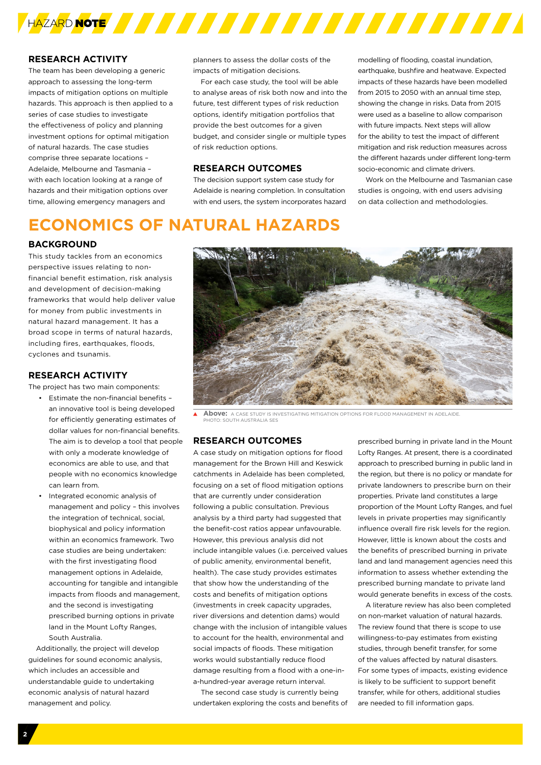## RESEARCH ACTIVITY

The team has been developing a generic approach to assessing the long-term impacts of mitigation options on multiple hazards. This approach is then applied to a series of case studies to investigate the effectiveness of policy and planning investment options for optimal mitigation of natural hazards. The case studies comprise three separate locations – Adelaide, Melbourne and Tasmania – with each location looking at a range of hazards and their mitigation options over time, allowing emergency managers and planners to assess the dollar costs of the impacts of mitigation decisions.

For each case study, the tool will be able to analyse areas of risk both now and into the future, test different types of risk reduction options, identify mitigation portfolios that provide the best outcomes for a given budget, and consider single or multiple types of risk reduction options.

## RESEARCH OUTCOMES

The decision support system case study for Adelaide is nearing completion. In consultation with end users, the system incorporates hazard modelling of flooding, coastal inundation, earthquake, bushfire and heatwave. Expected impacts of these hazards have been modelled from 2015 to 2050 with an annual time step, showing the change in risks. Data from 2015 were used as a baseline to allow comparison with future impacts. Next steps will allow for the ability to test the impact of different mitigation and risk reduction measures across the different hazards under different long-term socio-economic and climate drivers.

Work on the Melbourne and Tasmanian case studies is ongoing, with end users advising on data collection and methodologies.

# ECONOMICS OF NATURAL HAZARDS

## BACKGROUND

This study tackles from an economics perspective issues relating to non-financial benefit estimation, risk analysis and development of decision-making frameworks that would help deliver value for money from public investments in natural hazard management. It has a broad scope in terms of natural hazards, including fires, earthquakes, floods, cyclones and tsunamis.

## RESEARCH ACTIVITY

The project has two main components:

- Estimate the non-financial benefits – an innovative tool is being developed for efficiently generating estimates of dollar values for non-financial benefits. The aim is to develop a tool that people with only a moderate knowledge of economics are able to use, and that people with no economics knowledge can learn from.
- Integrated economic analysis of management and policy – this involves the integration of technical, social, biophysical and policy information within an economics framework. Two case studies are being undertaken: with the first investigating flood management options in Adelaide, accounting for tangible and intangible impacts from floods and management, and the second is investigating prescribed burning options in private land in the Mount Lofty Ranges, South Australia.

Additionally, the project will develop guidelines for sound economic analysis, which includes an accessible and understandable guide to undertaking economic analysis of natural hazard management and policy.

**Above:** A CASE STUDY IS INVESTIGATING MITIGATION OPTIONS FOR FLOOD MANAGEMENT IN ADELAIDE. PHOTO: SOUTH AUSTRALIA SES

## RESEARCH OUTCOMES

A case study on mitigation options for flood management for the Brown Hill and Keswick catchments in Adelaide has been completed, focusing on a set of flood mitigation options that are currently under consideration following a public consultation. Previous analysis by a third party had suggested that the benefit-cost ratios appear unfavourable. However, this previous analysis did not include intangible values (i.e. perceived values of public amenity, environmental benefit, health). The case study provides estimates that show how the understanding of the costs and benefits of mitigation options (investments in creek capacity upgrades, river diversions and detention dams) would change with the inclusion of intangible values to account for the health, environmental and social impacts of floods. These mitigation works would substantially reduce flood damage resulting from a flood with a one-in-a-hundred-year average return interval.

The second case study is currently being undertaken exploring the costs and benefits of prescribed burning in private land in the Mount Lofty Ranges. At present, there is a coordinated approach to prescribed burning in public land in the region, but there is no policy or mandate for private landowners to prescribe burn on their properties. Private land constitutes a large proportion of the Mount Lofty Ranges, and fuel levels in private properties may significantly influence overall fire risk levels for the region. However, little is known about the costs and the benefits of prescribed burning in private land and land management agencies need this information to assess whether extending the prescribed burning mandate to private land would generate benefits in excess of the costs.

A literature review has also been completed on non-market valuation of natural hazards. The review found that there is scope to use willingness-to-pay estimates from existing studies, through benefit transfer, for some of the values affected by natural disasters. For some types of impacts, existing evidence is likely to be sufficient to support benefit transfer, while for others, additional studies are needed to fill information gaps.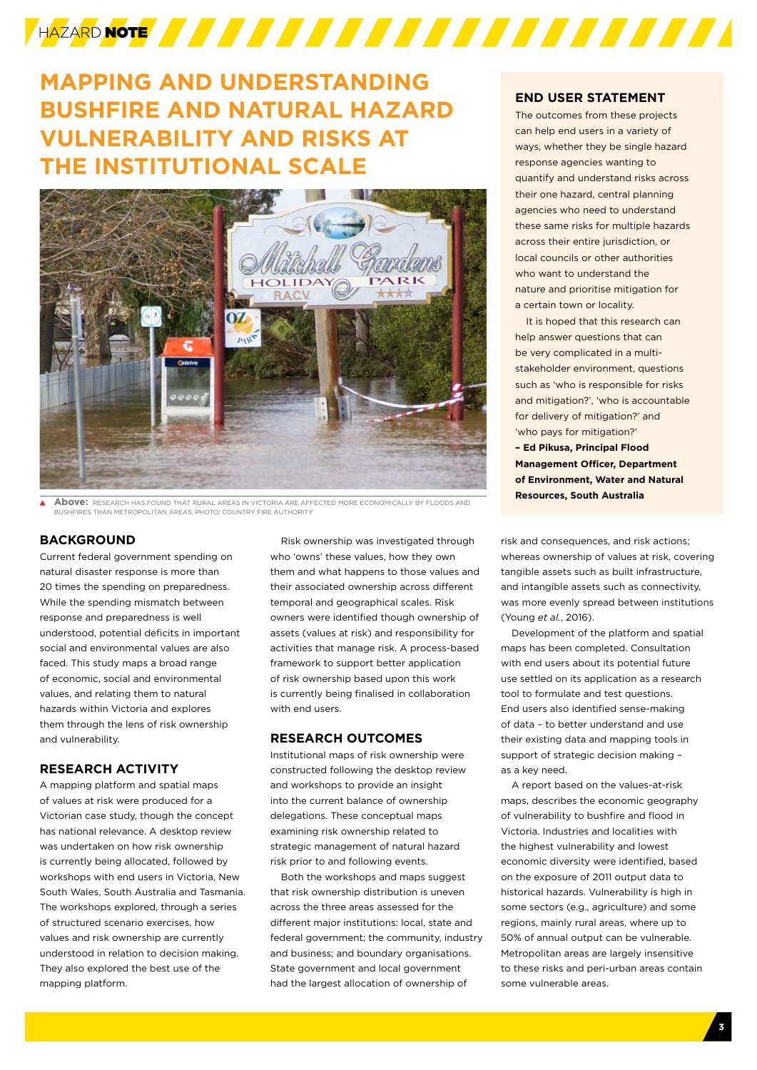# MAPPING AND UNDERSTANDING BUSHFIRE AND NATURAL HAZARD VULNERABILITY AND RISKS AT THE INSTITUTIONAL SCALE

**Above:** RESEARCH HAS FOUND THAT RURAL AREAS IN VICTORIA ARE AFFECTED MORE ECONOMICALLY BY FLOODS AND BUSHFIRES THAN METROPOLITAN AREAS. PHOTO: COUNTRY FIRE AUTHORITY

## END USER STATEMENT

The outcomes from these projects can help end users in a variety of ways, whether they be single hazard response agencies wanting to quantify and understand risks across their one hazard, central planning agencies who need to understand these same risks for multiple hazards across their entire jurisdiction, or local councils or other authorities who want to understand the nature and prioritise mitigation for a certain town or locality.

It is hoped that this research can help answer questions that can be very complicated in a multi-stakeholder environment, questions such as 'who is responsible for risks and mitigation?', 'who is accountable for delivery of mitigation?' and 'who pays for mitigation?'

**– Ed Pikusa, Principal Flood Management Officer, Department of Environment, Water and Natural Resources, South Australia**

## BACKGROUND

Current federal government spending on natural disaster response is more than 20 times the spending on preparedness. While the spending mismatch between response and preparedness is well understood, potential deficits in important social and environmental values are also faced. This study maps a broad range of economic, social and environmental values, and relating them to natural hazards within Victoria and explores them through the lens of risk ownership and vulnerability.

## RESEARCH ACTIVITY

A mapping platform and spatial maps of values at risk were produced for a Victorian case study, though the concept has national relevance. A desktop review was undertaken on how risk ownership is currently being allocated, followed by workshops with end users in Victoria, New South Wales, South Australia and Tasmania. The workshops explored, through a series of structured scenario exercises, how values and risk ownership are currently understood in relation to decision making. They also explored the best use of the mapping platform.

Risk ownership was investigated through who 'owns' these values, how they own them and what happens to those values and their associated ownership across different temporal and geographical scales. Risk owners were identified though ownership of assets (values at risk) and responsibility for activities that manage risk. A process-based framework to support better application of risk ownership based upon this work is currently being finalised in collaboration with end users.

## RESEARCH OUTCOMES

Institutional maps of risk ownership were constructed following the desktop review and workshops to provide an insight into the current balance of ownership delegations. These conceptual maps examining risk ownership related to strategic management of natural hazard risk prior to and following events.

Both the workshops and maps suggest that risk ownership distribution is uneven across the three areas assessed for the different major institutions: local, state and federal government; the community, industry and business; and boundary organisations. State government and local government had the largest allocation of ownership of risk and consequences, and risk actions; whereas ownership of values at risk, covering tangible assets such as built infrastructure, and intangible assets such as connectivity, was more evenly spread between institutions (Young *et al.*, 2016).

Development of the platform and spatial maps has been completed. Consultation with end users about its potential future use settled on its application as a research tool to formulate and test questions. End users also identified sense-making of data – to better understand and use their existing data and mapping tools in support of strategic decision making – as a key need.

A report based on the values-at-risk maps, describes the economic geography of vulnerability to bushfire and flood in Victoria. Industries and localities with the highest vulnerability and lowest economic diversity were identified, based on the exposure of 2011 output data to historical hazards. Vulnerability is high in some sectors (e.g., agriculture) and some regions, mainly rural areas, where up to 50% of annual output can be vulnerable. Metropolitan areas are largely insensitive to these risks and peri-urban areas contain some vulnerable areas.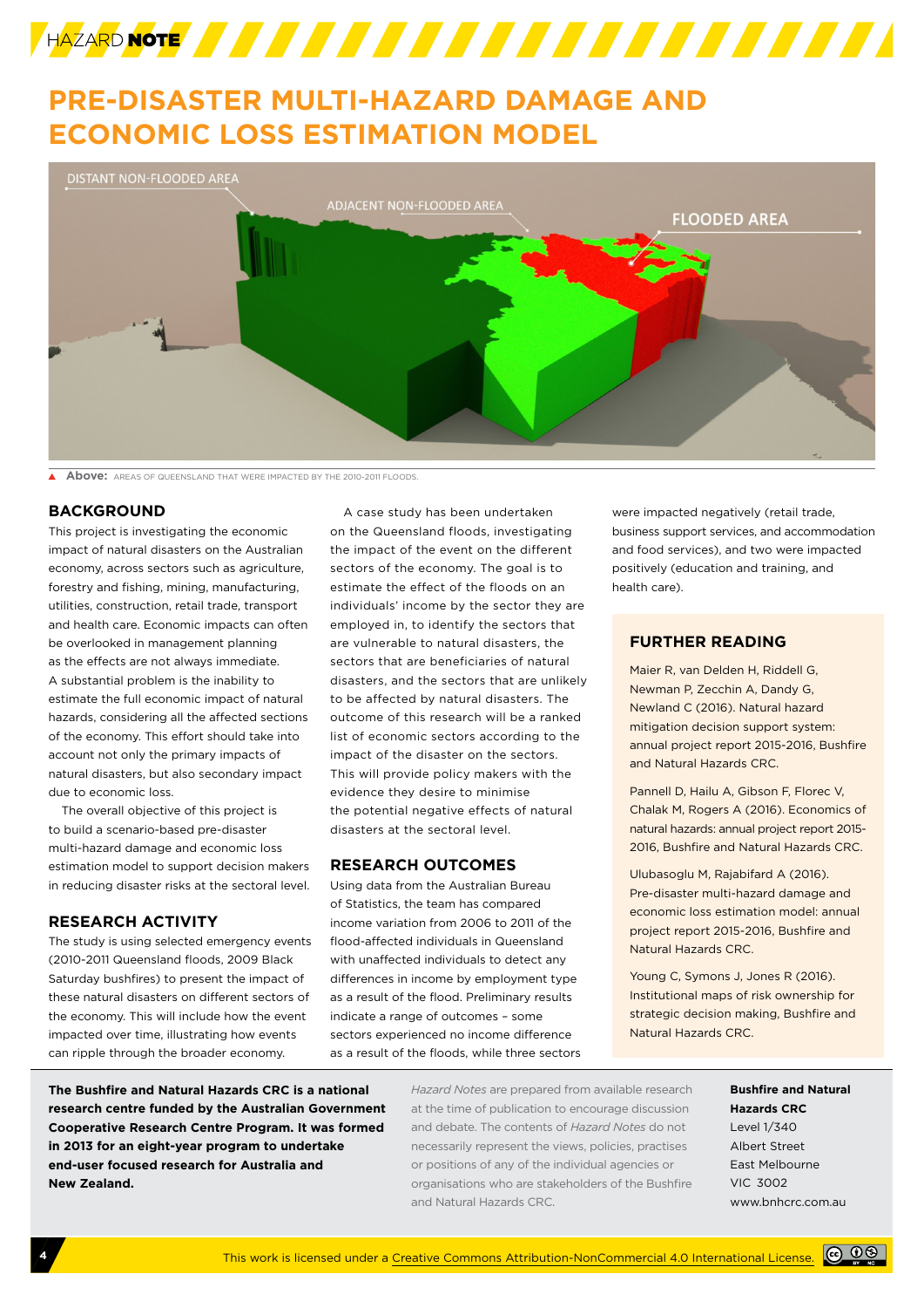# PRE-DISASTER MULTI-HAZARD DAMAGE AND ECONOMIC LOSS ESTIMATION MODEL

DISTANT NON-FLOODED AREA

ADJACENT NON-FLOODED AREA

FLOODED AREA

**Above:** AREAS OF QUEENSLAND THAT WERE IMPACTED BY THE 2010-2011 FLOODS.

## BACKGROUND

This project is investigating the economic impact of natural disasters on the Australian economy, across sectors such as agriculture, forestry and fishing, mining, manufacturing, utilities, construction, retail trade, transport and health care. Economic impacts can often be overlooked in management planning as the effects are not always immediate. A substantial problem is the inability to estimate the full economic impact of natural hazards, considering all the affected sections of the economy. This effort should take into account not only the primary impacts of natural disasters, but also secondary impact due to economic loss.

The overall objective of this project is to build a scenario-based pre-disaster multi-hazard damage and economic loss estimation model to support decision makers in reducing disaster risks at the sectoral level.

## RESEARCH ACTIVITY

The study is using selected emergency events (2010-2011 Queensland floods, 2009 Black Saturday bushfires) to present the impact of these natural disasters on different sectors of the economy. This will include how the event impacted over time, illustrating how events can ripple through the broader economy.

A case study has been undertaken on the Queensland floods, investigating the impact of the event on the different sectors of the economy. The goal is to estimate the effect of the floods on an individuals' income by the sector they are employed in, to identify the sectors that are vulnerable to natural disasters, the sectors that are beneficiaries of natural disasters, and the sectors that are unlikely to be affected by natural disasters. The outcome of this research will be a ranked list of economic sectors according to the impact of the disaster on the sectors. This will provide policy makers with the evidence they desire to minimise the potential negative effects of natural disasters at the sectoral level.

## RESEARCH OUTCOMES

Using data from the Australian Bureau of Statistics, the team has compared income variation from 2006 to 2011 of the flood-affected individuals in Queensland with unaffected individuals to detect any differences in income by employment type as a result of the flood. Preliminary results indicate a range of outcomes – some sectors experienced no income difference as a result of the floods, while three sectors were impacted negatively (retail trade, business support services, and accommodation and food services), and two were impacted positively (education and training, and health care).

## FURTHER READING

Maier R, van Delden H, Riddell G, Newman P, Zecchin A, Dandy G, Newland C (2016). Natural hazard mitigation decision support system: annual project report 2015-2016, Bushfire and Natural Hazards CRC.

Pannell D, Hailu A, Gibson F, Florec V, Chalak M, Rogers A (2016). Economics of natural hazards: annual project report 2015-2016, Bushfire and Natural Hazards CRC.

Ulubasoglu M, Rajabifard A (2016). Pre-disaster multi-hazard damage and economic loss estimation model: annual project report 2015-2016, Bushfire and Natural Hazards CRC.

Young C, Symons J, Jones R (2016). Institutional maps of risk ownership for strategic decision making, Bushfire and Natural Hazards CRC.

**The Bushfire and Natural Hazards CRC is a national research centre funded by the Australian Government Cooperative Research Centre Program. It was formed in 2013 for an eight-year program to undertake end-user focused research for Australia and New Zealand.**

*Hazard Notes* are prepared from available research at the time of publication to encourage discussion and debate. The contents of *Hazard Notes* do not necessarily represent the views, policies, practises or positions of any of the individual agencies or organisations who are stakeholders of the Bushfire and Natural Hazards CRC.

**Bushfire and Natural Hazards CRC**
Level 1/340
Albert Street
East Melbourne
VIC 3002
www.bnhcrc.com.au

This work is licensed under a Creative Commons Attribution-NonCommercial 4.0 International License.